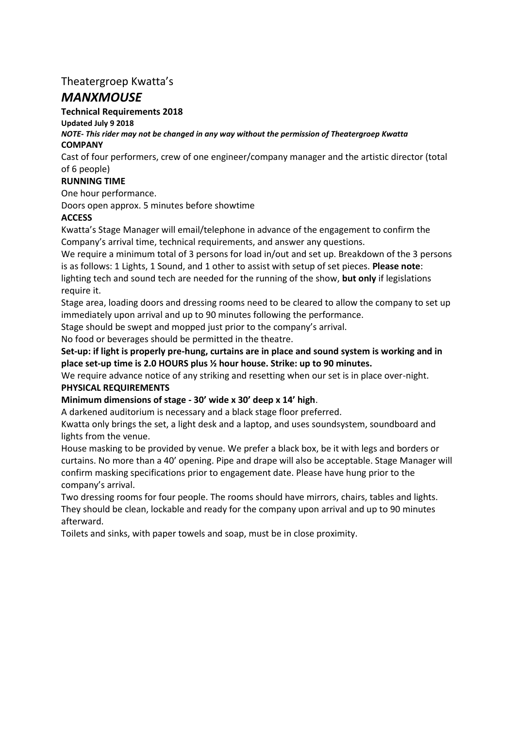Theatergroep Kwatta's

# *MANXMOUSE*

**Technical Requirements 2018**

**Updated July 9 2018**

***NOTE- This rider may not be changed in any way without the permission of Theatergroep Kwatta***

**COMPANY**

Cast of four performers, crew of one engineer/company manager and the artistic director (total of 6 people)

**RUNNING TIME**

One hour performance.

Doors open approx. 5 minutes before showtime

**ACCESS**

Kwatta's Stage Manager will email/telephone in advance of the engagement to confirm the Company's arrival time, technical requirements, and answer any questions.

We require a minimum total of 3 persons for load in/out and set up. Breakdown of the 3 persons is as follows: 1 Lights, 1 Sound, and 1 other to assist with setup of set pieces. **Please note**: lighting tech and sound tech are needed for the running of the show, **but only** if legislations require it.

Stage area, loading doors and dressing rooms need to be cleared to allow the company to set up immediately upon arrival and up to 90 minutes following the performance.

Stage should be swept and mopped just prior to the company's arrival.

No food or beverages should be permitted in the theatre.

**Set-up: if light is properly pre-hung, curtains are in place and sound system is working and in place set-up time is 2.0 HOURS plus ½ hour house. Strike: up to 90 minutes.**

We require advance notice of any striking and resetting when our set is in place over-night.

**PHYSICAL REQUIREMENTS**

**Minimum dimensions of stage - 30' wide x 30' deep x 14' high**.

A darkened auditorium is necessary and a black stage floor preferred.

Kwatta only brings the set, a light desk and a laptop, and uses soundsystem, soundboard and lights from the venue.

House masking to be provided by venue. We prefer a black box, be it with legs and borders or curtains. No more than a 40' opening. Pipe and drape will also be acceptable. Stage Manager will confirm masking specifications prior to engagement date. Please have hung prior to the company's arrival.

Two dressing rooms for four people. The rooms should have mirrors, chairs, tables and lights. They should be clean, lockable and ready for the company upon arrival and up to 90 minutes afterward.

Toilets and sinks, with paper towels and soap, must be in close proximity.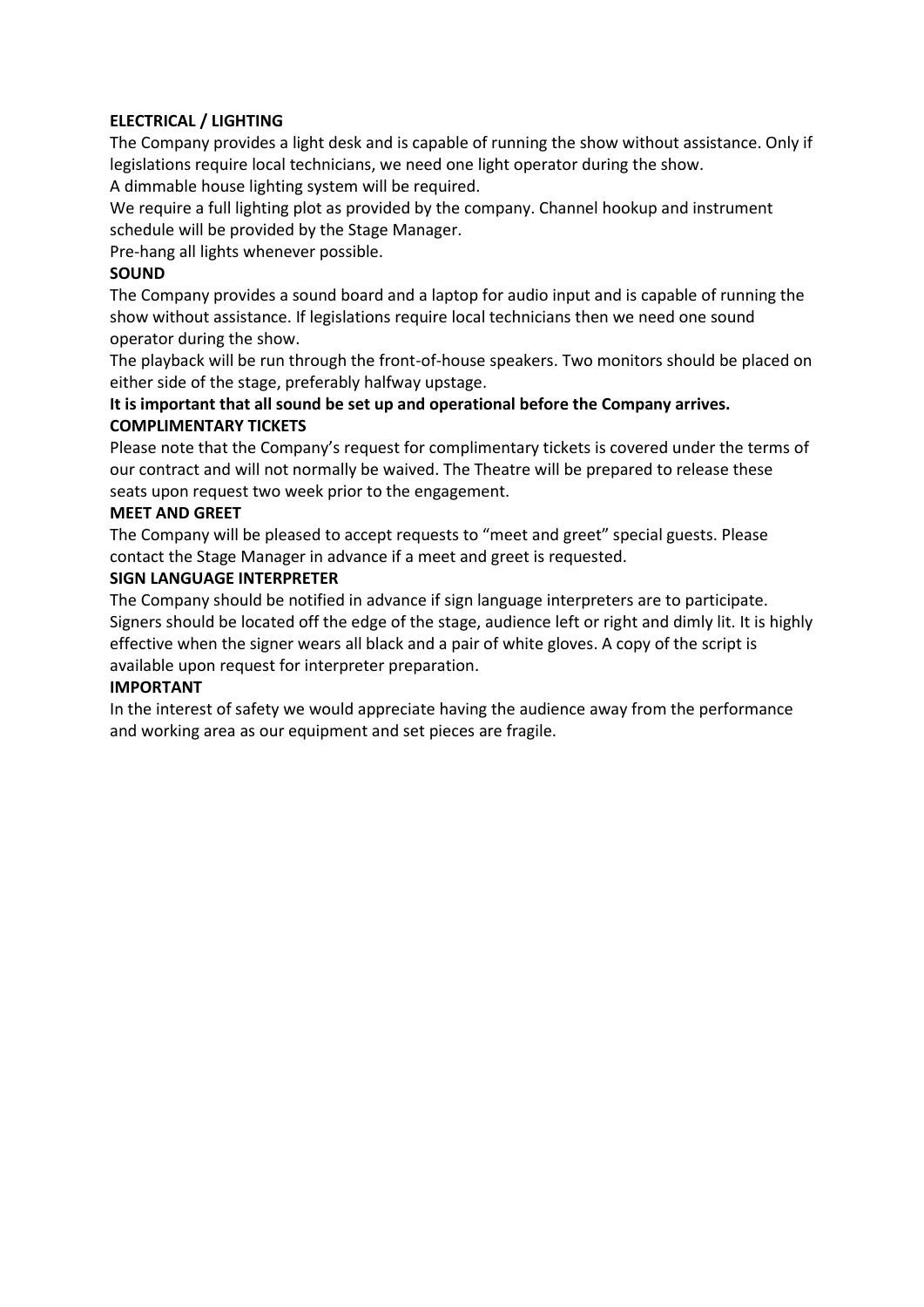**ELECTRICAL / LIGHTING**

The Company provides a light desk and is capable of running the show without assistance. Only if legislations require local technicians, we need one light operator during the show.

A dimmable house lighting system will be required.

We require a full lighting plot as provided by the company. Channel hookup and instrument schedule will be provided by the Stage Manager.

Pre-hang all lights whenever possible.

**SOUND**

The Company provides a sound board and a laptop for audio input and is capable of running the show without assistance. If legislations require local technicians then we need one sound operator during the show.

The playback will be run through the front-of-house speakers. Two monitors should be placed on either side of the stage, preferably halfway upstage.

**It is important that all sound be set up and operational before the Company arrives.**

**COMPLIMENTARY TICKETS**

Please note that the Company's request for complimentary tickets is covered under the terms of our contract and will not normally be waived. The Theatre will be prepared to release these seats upon request two week prior to the engagement.

**MEET AND GREET**

The Company will be pleased to accept requests to "meet and greet" special guests. Please contact the Stage Manager in advance if a meet and greet is requested.

**SIGN LANGUAGE INTERPRETER**

The Company should be notified in advance if sign language interpreters are to participate. Signers should be located off the edge of the stage, audience left or right and dimly lit. It is highly effective when the signer wears all black and a pair of white gloves. A copy of the script is available upon request for interpreter preparation.

**IMPORTANT**

In the interest of safety we would appreciate having the audience away from the performance and working area as our equipment and set pieces are fragile.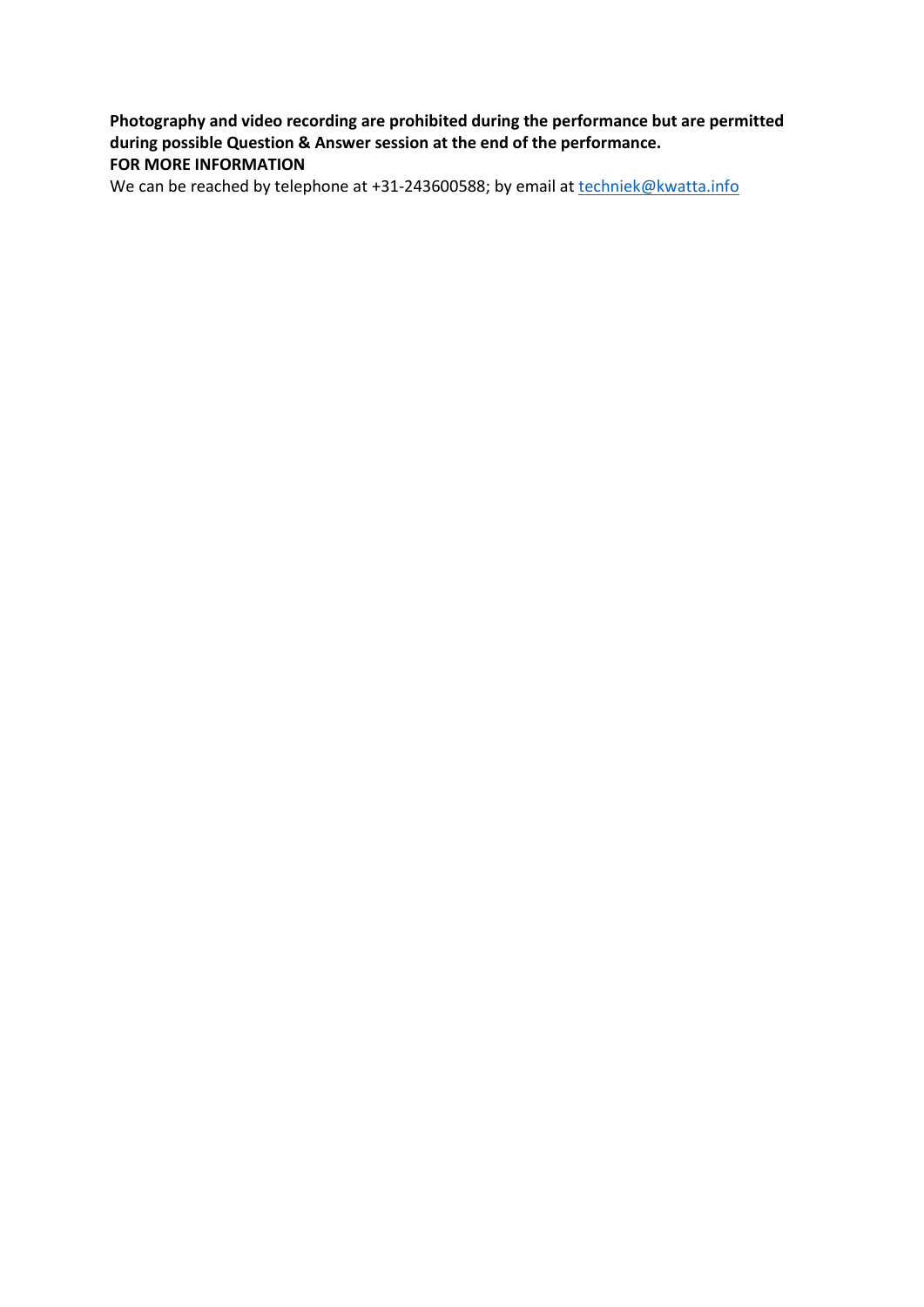**Photography and video recording are prohibited during the performance but are permitted during possible Question & Answer session at the end of the performance.**

**FOR MORE INFORMATION**

We can be reached by telephone at +31-243600588; by email at techniek@kwatta.info